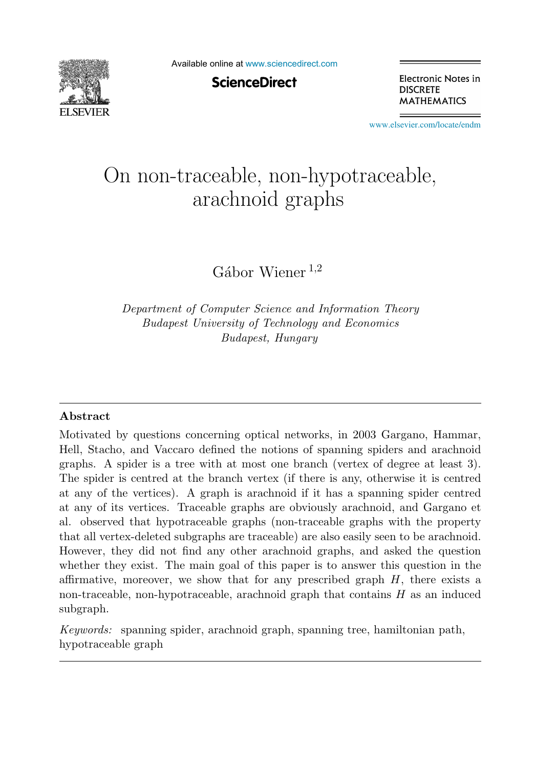# On non-traceable, non-hypotraceable, arachnoid graphs

Gábor Wiener [1,2]

*Department of Computer Science and Information Theory*
*Budapest University of Technology and Economics*
*Budapest, Hungary*

---

## Abstract

Motivated by questions concerning optical networks, in 2003 Gargano, Hammar, Hell, Stacho, and Vaccaro defined the notions of spanning spiders and arachnoid graphs. A spider is a tree with at most one branch (vertex of degree at least 3). The spider is centred at the branch vertex (if there is any, otherwise it is centred at any of the vertices). A graph is arachnoid if it has a spanning spider centred at any of its vertices. Traceable graphs are obviously arachnoid, and Gargano et al. observed that hypotraceable graphs (non-traceable graphs with the property that all vertex-deleted subgraphs are traceable) are also easily seen to be arachnoid. However, they did not find any other arachnoid graphs, and asked the question whether they exist. The main goal of this paper is to answer this question in the affirmative, moreover, we show that for any prescribed graph $H$, there exists a non-traceable, non-hypotraceable, arachnoid graph that contains $H$ as an induced subgraph.

*Keywords:* spanning spider, arachnoid graph, spanning tree, hamiltonian path, hypotraceable graph

---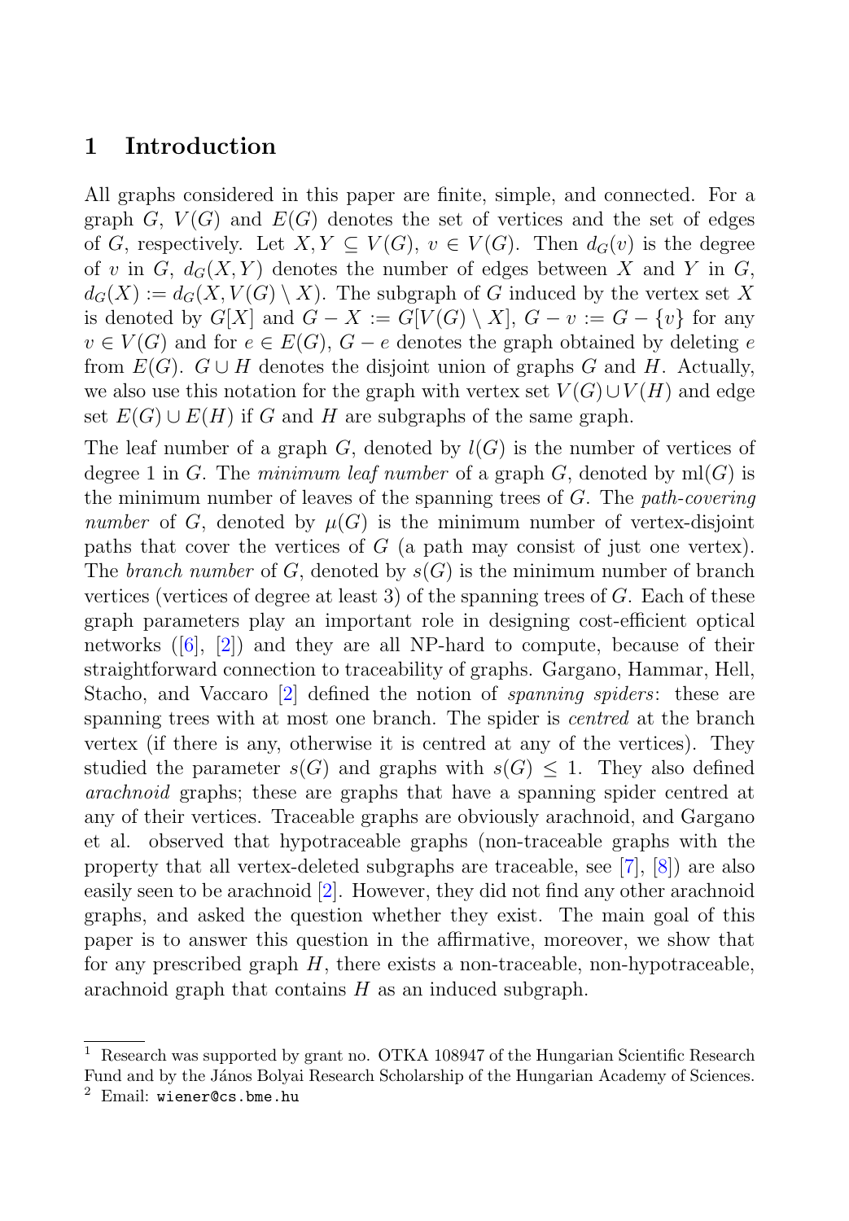# 1 Introduction

All graphs considered in this paper are finite, simple, and connected. For a graph $G$, $V(G)$ and $E(G)$ denotes the set of vertices and the set of edges of $G$, respectively. Let $X, Y \subseteq V(G)$, $v \in V(G)$. Then $d_G(v)$ is the degree of $v$ in $G$, $d_G(X, Y)$ denotes the number of edges between $X$ and $Y$ in $G$, $d_G(X) := d_G(X, V(G) \setminus X)$. The subgraph of $G$ induced by the vertex set $X$ is denoted by $G[X]$ and $G - X := G[V(G) \setminus X]$, $G - v := G - \{v\}$ for any $v \in V(G)$ and for $e \in E(G)$, $G - e$ denotes the graph obtained by deleting $e$ from $E(G)$. $G \cup H$ denotes the disjoint union of graphs $G$ and $H$. Actually, we also use this notation for the graph with vertex set $V(G) \cup V(H)$ and edge set $E(G) \cup E(H)$ if $G$ and $H$ are subgraphs of the same graph.

The leaf number of a graph $G$, denoted by $l(G)$ is the number of vertices of degree 1 in $G$. The *minimum leaf number* of a graph $G$, denoted by $\mathrm{ml}(G)$ is the minimum number of leaves of the spanning trees of $G$. The *path-covering number* of $G$, denoted by $\mu(G)$ is the minimum number of vertex-disjoint paths that cover the vertices of $G$ (a path may consist of just one vertex). The *branch number* of $G$, denoted by $s(G)$ is the minimum number of branch vertices (vertices of degree at least 3) of the spanning trees of $G$. Each of these graph parameters play an important role in designing cost-efficient optical networks ([6], [2]) and they are all NP-hard to compute, because of their straightforward connection to traceability of graphs. Gargano, Hammar, Hell, Stacho, and Vaccaro [2] defined the notion of *spanning spiders*: these are spanning trees with at most one branch. The spider is *centred* at the branch vertex (if there is any, otherwise it is centred at any of the vertices). They studied the parameter $s(G)$ and graphs with $s(G) \leq 1$. They also defined *arachnoid* graphs; these are graphs that have a spanning spider centred at any of their vertices. Traceable graphs are obviously arachnoid, and Gargano et al. observed that hypotraceable graphs (non-traceable graphs with the property that all vertex-deleted subgraphs are traceable, see [7], [8]) are also easily seen to be arachnoid [2]. However, they did not find any other arachnoid graphs, and asked the question whether they exist. The main goal of this paper is to answer this question in the affirmative, moreover, we show that for any prescribed graph $H$, there exists a non-traceable, non-hypotraceable, arachnoid graph that contains $H$ as an induced subgraph.

---

[1] Research was supported by grant no. OTKA 108947 of the Hungarian Scientific Research Fund and by the János Bolyai Research Scholarship of the Hungarian Academy of Sciences.

[2] Email: wiener@cs.bme.hu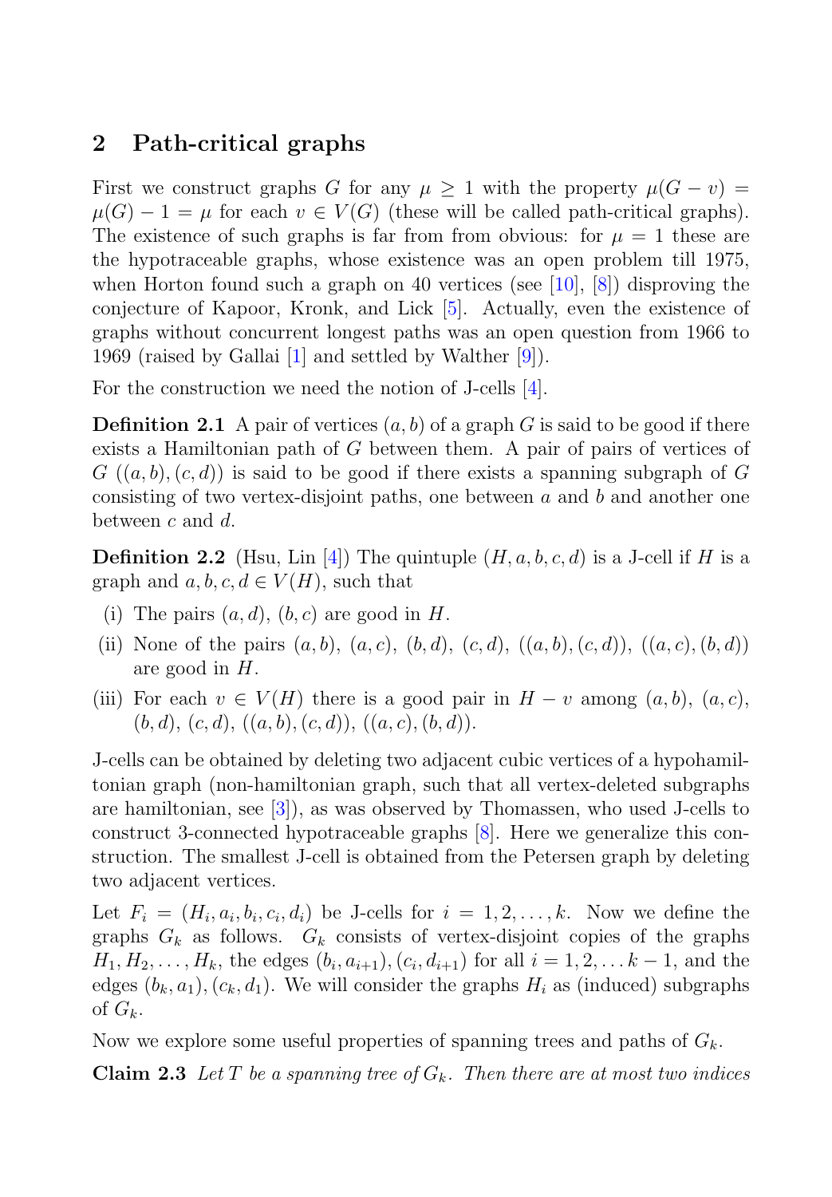## 2 Path-critical graphs

First we construct graphs $G$ for any $\mu \geq 1$ with the property $\mu(G - v) = \mu(G) - 1 = \mu$ for each $v \in V(G)$ (these will be called path-critical graphs). The existence of such graphs is far from from obvious: for $\mu = 1$ these are the hypotraceable graphs, whose existence was an open problem till 1975, when Horton found such a graph on 40 vertices (see [10], [8]) disproving the conjecture of Kapoor, Kronk, and Lick [5]. Actually, even the existence of graphs without concurrent longest paths was an open question from 1966 to 1969 (raised by Gallai [1] and settled by Walther [9]).

For the construction we need the notion of J-cells [4].

**Definition 2.1** A pair of vertices $(a, b)$ of a graph $G$ is said to be good if there exists a Hamiltonian path of $G$ between them. A pair of pairs of vertices of $G$ $((a, b), (c, d))$ is said to be good if there exists a spanning subgraph of $G$ consisting of two vertex-disjoint paths, one between $a$ and $b$ and another one between $c$ and $d$.

**Definition 2.2** (Hsu, Lin [4]) The quintuple $(H, a, b, c, d)$ is a J-cell if $H$ is a graph and $a, b, c, d \in V(H)$, such that

(i) The pairs $(a, d)$, $(b, c)$ are good in $H$.

(ii) None of the pairs $(a, b)$, $(a, c)$, $(b, d)$, $(c, d)$, $((a, b), (c, d))$, $((a, c), (b, d))$ are good in $H$.

(iii) For each $v \in V(H)$ there is a good pair in $H - v$ among $(a, b)$, $(a, c)$, $(b, d)$, $(c, d)$, $((a, b), (c, d))$, $((a, c), (b, d))$.

J-cells can be obtained by deleting two adjacent cubic vertices of a hypohamiltonian graph (non-hamiltonian graph, such that all vertex-deleted subgraphs are hamiltonian, see [3]), as was observed by Thomassen, who used J-cells to construct 3-connected hypotraceable graphs [8]. Here we generalize this construction. The smallest J-cell is obtained from the Petersen graph by deleting two adjacent vertices.

Let $F_i = (H_i, a_i, b_i, c_i, d_i)$ be J-cells for $i = 1, 2, \ldots, k$. Now we define the graphs $G_k$ as follows. $G_k$ consists of vertex-disjoint copies of the graphs $H_1, H_2, \ldots, H_k$, the edges $(b_i, a_{i+1}), (c_i, d_{i+1})$ for all $i = 1, 2, \ldots k - 1$, and the edges $(b_k, a_1), (c_k, d_1)$. We will consider the graphs $H_i$ as (induced) subgraphs of $G_k$.

Now we explore some useful properties of spanning trees and paths of $G_k$.

**Claim 2.3** *Let $T$ be a spanning tree of $G_k$. Then there are at most two indices*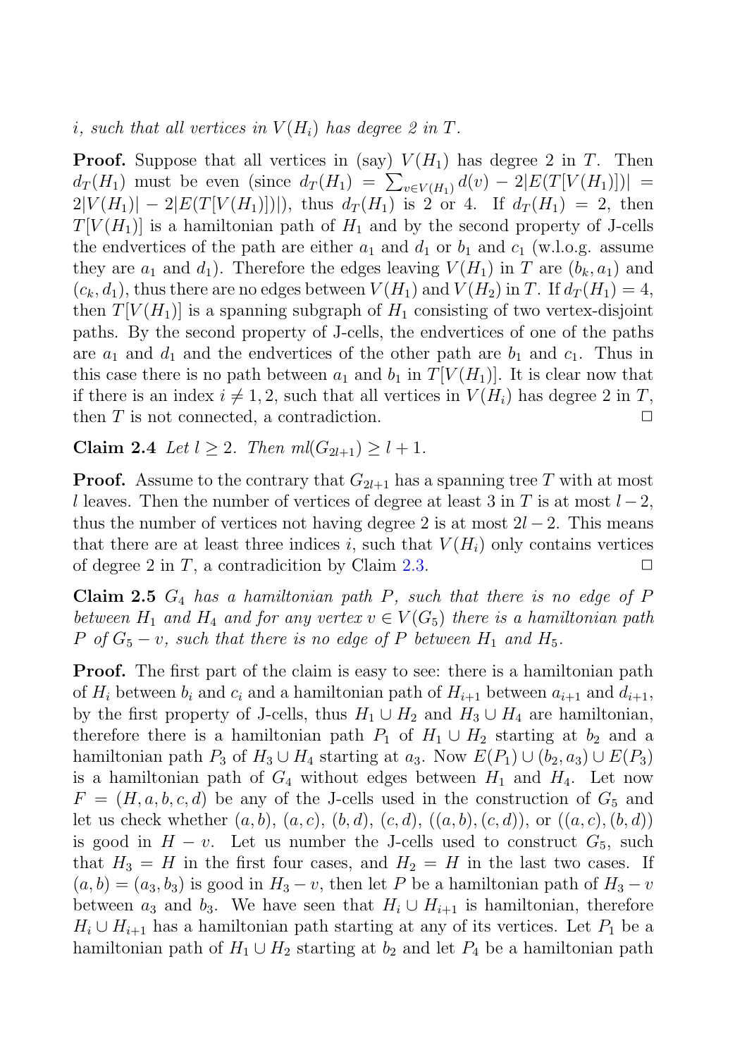*i, such that all vertices in $V(H_i)$ has degree 2 in $T$.*

**Proof.** Suppose that all vertices in (say) $V(H_1)$ has degree 2 in $T$. Then $d_T(H_1)$ must be even (since $d_T(H_1) = \sum_{v \in V(H_1)} d(v) - 2|E(T[V(H_1)])| = 2|V(H_1)| - 2|E(T[V(H_1)])|$), thus $d_T(H_1)$ is 2 or 4. If $d_T(H_1) = 2$, then $T[V(H_1)]$ is a hamiltonian path of $H_1$ and by the second property of J-cells the endvertices of the path are either $a_1$ and $d_1$ or $b_1$ and $c_1$ (w.l.o.g. assume they are $a_1$ and $d_1$). Therefore the edges leaving $V(H_1)$ in $T$ are $(b_k, a_1)$ and $(c_k, d_1)$, thus there are no edges between $V(H_1)$ and $V(H_2)$ in $T$. If $d_T(H_1) = 4$, then $T[V(H_1)]$ is a spanning subgraph of $H_1$ consisting of two vertex-disjoint paths. By the second property of J-cells, the endvertices of one of the paths are $a_1$ and $d_1$ and the endvertices of the other path are $b_1$ and $c_1$. Thus in this case there is no path between $a_1$ and $b_1$ in $T[V(H_1)]$. It is clear now that if there is an index $i \neq 1, 2$, such that all vertices in $V(H_i)$ has degree 2 in $T$, then $T$ is not connected, a contradiction. □

**Claim 2.4** *Let $l \geq 2$. Then $ml(G_{2l+1}) \geq l + 1$.*

**Proof.** Assume to the contrary that $G_{2l+1}$ has a spanning tree $T$ with at most $l$ leaves. Then the number of vertices of degree at least 3 in $T$ is at most $l - 2$, thus the number of vertices not having degree 2 is at most $2l - 2$. This means that there are at least three indices $i$, such that $V(H_i)$ only contains vertices of degree 2 in $T$, a contradicition by Claim 2.3. □

**Claim 2.5** *$G_4$ has a hamiltonian path $P$, such that there is no edge of $P$ between $H_1$ and $H_4$ and for any vertex $v \in V(G_5)$ there is a hamiltonian path $P$ of $G_5 - v$, such that there is no edge of $P$ between $H_1$ and $H_5$.*

**Proof.** The first part of the claim is easy to see: there is a hamiltonian path of $H_i$ between $b_i$ and $c_i$ and a hamiltonian path of $H_{i+1}$ between $a_{i+1}$ and $d_{i+1}$, by the first property of J-cells, thus $H_1 \cup H_2$ and $H_3 \cup H_4$ are hamiltonian, therefore there is a hamiltonian path $P_1$ of $H_1 \cup H_2$ starting at $b_2$ and a hamiltonian path $P_3$ of $H_3 \cup H_4$ starting at $a_3$. Now $E(P_1) \cup (b_2, a_3) \cup E(P_3)$ is a hamiltonian path of $G_4$ without edges between $H_1$ and $H_4$. Let now $F = (H, a, b, c, d)$ be any of the J-cells used in the construction of $G_5$ and let us check whether $(a, b)$, $(a, c)$, $(b, d)$, $(c, d)$, $((a, b), (c, d))$, or $((a, c), (b, d))$ is good in $H - v$. Let us number the J-cells used to construct $G_5$, such that $H_3 = H$ in the first four cases, and $H_2 = H$ in the last two cases. If $(a, b) = (a_3, b_3)$ is good in $H_3 - v$, then let $P$ be a hamiltonian path of $H_3 - v$ between $a_3$ and $b_3$. We have seen that $H_i \cup H_{i+1}$ is hamiltonian, therefore $H_i \cup H_{i+1}$ has a hamiltonian path starting at any of its vertices. Let $P_1$ be a hamiltonian path of $H_1 \cup H_2$ starting at $b_2$ and let $P_4$ be a hamiltonian path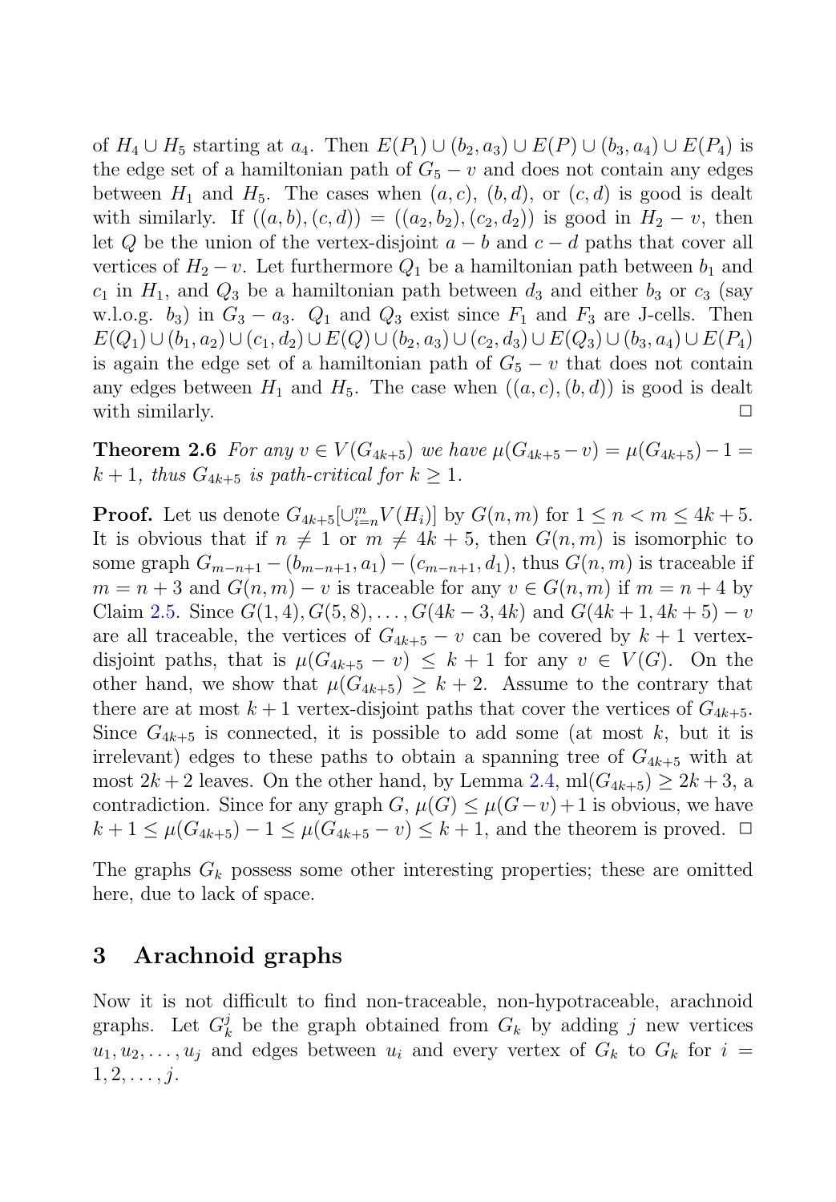of $H_4 \cup H_5$ starting at $a_4$. Then $E(P_1) \cup (b_2, a_3) \cup E(P) \cup (b_3, a_4) \cup E(P_4)$ is the edge set of a hamiltonian path of $G_5 - v$ and does not contain any edges between $H_1$ and $H_5$. The cases when $(a, c)$, $(b, d)$, or $(c, d)$ is good is dealt with similarly. If $((a, b), (c, d)) = ((a_2, b_2), (c_2, d_2))$ is good in $H_2 - v$, then let $Q$ be the union of the vertex-disjoint $a - b$ and $c - d$ paths that cover all vertices of $H_2 - v$. Let furthermore $Q_1$ be a hamiltonian path between $b_1$ and $c_1$ in $H_1$, and $Q_3$ be a hamiltonian path between $d_3$ and either $b_3$ or $c_3$ (say w.l.o.g. $b_3$) in $G_3 - a_3$. $Q_1$ and $Q_3$ exist since $F_1$ and $F_3$ are J-cells. Then $E(Q_1) \cup (b_1, a_2) \cup (c_1, d_2) \cup E(Q) \cup (b_2, a_3) \cup (c_2, d_3) \cup E(Q_3) \cup (b_3, a_4) \cup E(P_4)$ is again the edge set of a hamiltonian path of $G_5 - v$ that does not contain any edges between $H_1$ and $H_5$. The case when $((a, c), (b, d))$ is good is dealt with similarly. □

**Theorem 2.6** *For any $v \in V(G_{4k+5})$ we have $\mu(G_{4k+5} - v) = \mu(G_{4k+5}) - 1 = k + 1$, thus $G_{4k+5}$ is path-critical for $k \geq 1$.*

**Proof.** Let us denote $G_{4k+5}[\cup_{i=n}^{m} V(H_i)]$ by $G(n, m)$ for $1 \leq n < m \leq 4k + 5$. It is obvious that if $n \neq 1$ or $m \neq 4k + 5$, then $G(n, m)$ is isomorphic to some graph $G_{m-n+1} - (b_{m-n+1}, a_1) - (c_{m-n+1}, d_1)$, thus $G(n, m)$ is traceable if $m = n + 3$ and $G(n, m) - v$ is traceable for any $v \in G(n, m)$ if $m = n + 4$ by Claim 2.5. Since $G(1, 4), G(5, 8), \ldots, G(4k - 3, 4k)$ and $G(4k + 1, 4k + 5) - v$ are all traceable, the vertices of $G_{4k+5} - v$ can be covered by $k + 1$ vertex-disjoint paths, that is $\mu(G_{4k+5} - v) \leq k + 1$ for any $v \in V(G)$. On the other hand, we show that $\mu(G_{4k+5}) \geq k + 2$. Assume to the contrary that there are at most $k + 1$ vertex-disjoint paths that cover the vertices of $G_{4k+5}$. Since $G_{4k+5}$ is connected, it is possible to add some (at most $k$, but it is irrelevant) edges to these paths to obtain a spanning tree of $G_{4k+5}$ with at most $2k + 2$ leaves. On the other hand, by Lemma 2.4, $\mathrm{ml}(G_{4k+5}) \geq 2k + 3$, a contradiction. Since for any graph $G$, $\mu(G) \leq \mu(G - v) + 1$ is obvious, we have $k + 1 \leq \mu(G_{4k+5}) - 1 \leq \mu(G_{4k+5} - v) \leq k + 1$, and the theorem is proved. □

The graphs $G_k$ possess some other interesting properties; these are omitted here, due to lack of space.

## 3 Arachnoid graphs

Now it is not difficult to find non-traceable, non-hypotraceable, arachnoid graphs. Let $G_k^j$ be the graph obtained from $G_k$ by adding $j$ new vertices $u_1, u_2, \ldots, u_j$ and edges between $u_i$ and every vertex of $G_k$ to $G_k$ for $i = 1, 2, \ldots, j$.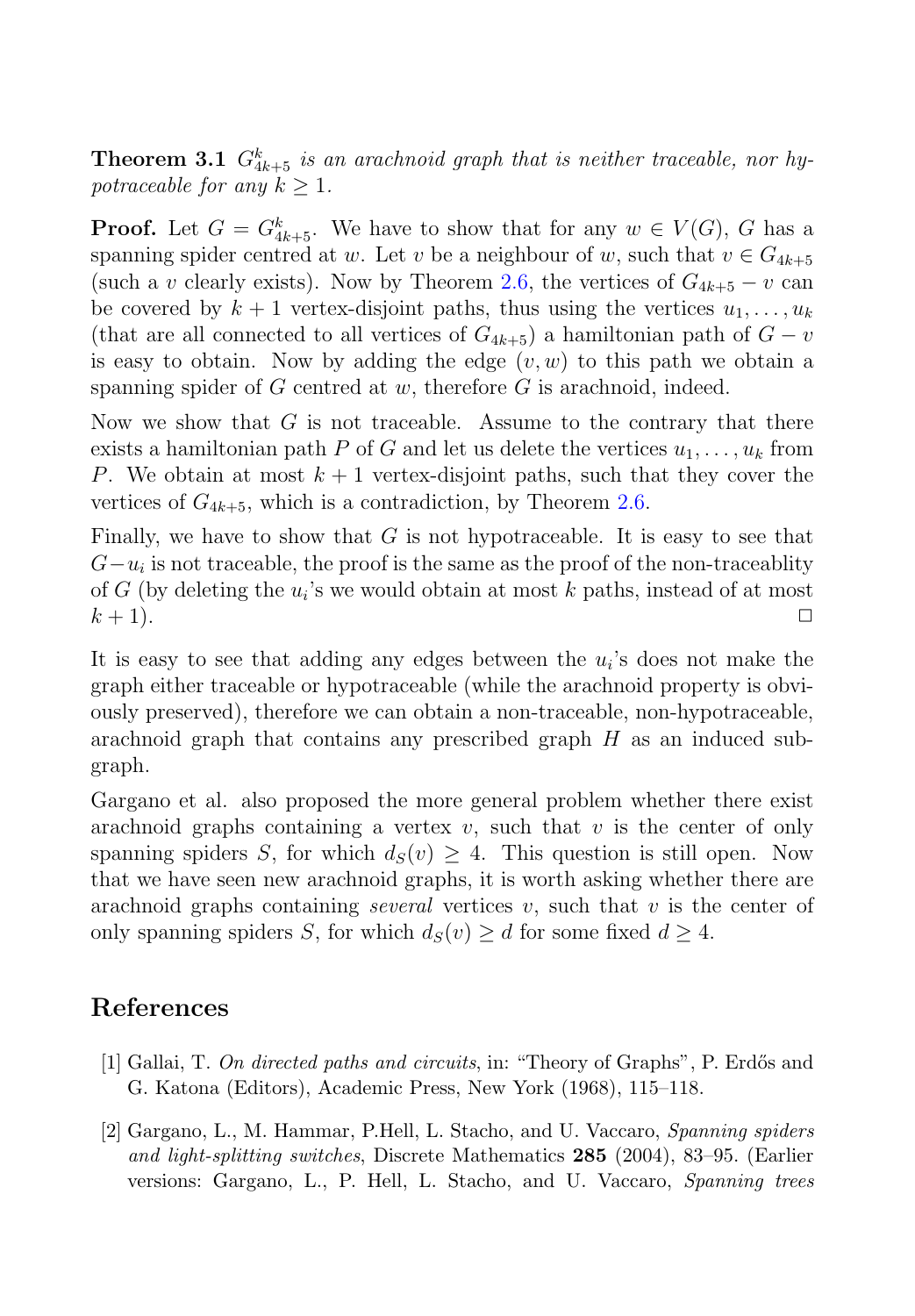**Theorem 3.1** *$G^k_{4k+5}$ is an arachnoid graph that is neither traceable, nor hypotraceable for any $k \geq 1$.*

**Proof.** Let $G = G^k_{4k+5}$. We have to show that for any $w \in V(G)$, $G$ has a spanning spider centred at $w$. Let $v$ be a neighbour of $w$, such that $v \in G_{4k+5}$ (such a $v$ clearly exists). Now by Theorem 2.6, the vertices of $G_{4k+5} - v$ can be covered by $k+1$ vertex-disjoint paths, thus using the vertices $u_1, \ldots, u_k$ (that are all connected to all vertices of $G_{4k+5}$) a hamiltonian path of $G - v$ is easy to obtain. Now by adding the edge $(v, w)$ to this path we obtain a spanning spider of $G$ centred at $w$, therefore $G$ is arachnoid, indeed.

Now we show that $G$ is not traceable. Assume to the contrary that there exists a hamiltonian path $P$ of $G$ and let us delete the vertices $u_1, \ldots, u_k$ from $P$. We obtain at most $k+1$ vertex-disjoint paths, such that they cover the vertices of $G_{4k+5}$, which is a contradiction, by Theorem 2.6.

Finally, we have to show that $G$ is not hypotraceable. It is easy to see that $G - u_i$ is not traceable, the proof is the same as the proof of the non-traceablity of $G$ (by deleting the $u_i$'s we would obtain at most $k$ paths, instead of at most $k+1$). □

It is easy to see that adding any edges between the $u_i$'s does not make the graph either traceable or hypotraceable (while the arachnoid property is obviously preserved), therefore we can obtain a non-traceable, non-hypotraceable, arachnoid graph that contains any prescribed graph $H$ as an induced subgraph.

Gargano et al. also proposed the more general problem whether there exist arachnoid graphs containing a vertex $v$, such that $v$ is the center of only spanning spiders $S$, for which $d_S(v) \geq 4$. This question is still open. Now that we have seen new arachnoid graphs, it is worth asking whether there are arachnoid graphs containing *several* vertices $v$, such that $v$ is the center of only spanning spiders $S$, for which $d_S(v) \geq d$ for some fixed $d \geq 4$.

## References

[1] Gallai, T. *On directed paths and circuits*, in: "Theory of Graphs", P. Erdős and G. Katona (Editors), Academic Press, New York (1968), 115–118.

[2] Gargano, L., M. Hammar, P.Hell, L. Stacho, and U. Vaccaro, *Spanning spiders and light-splitting switches*, Discrete Mathematics **285** (2004), 83–95. (Earlier versions: Gargano, L., P. Hell, L. Stacho, and U. Vaccaro, *Spanning trees*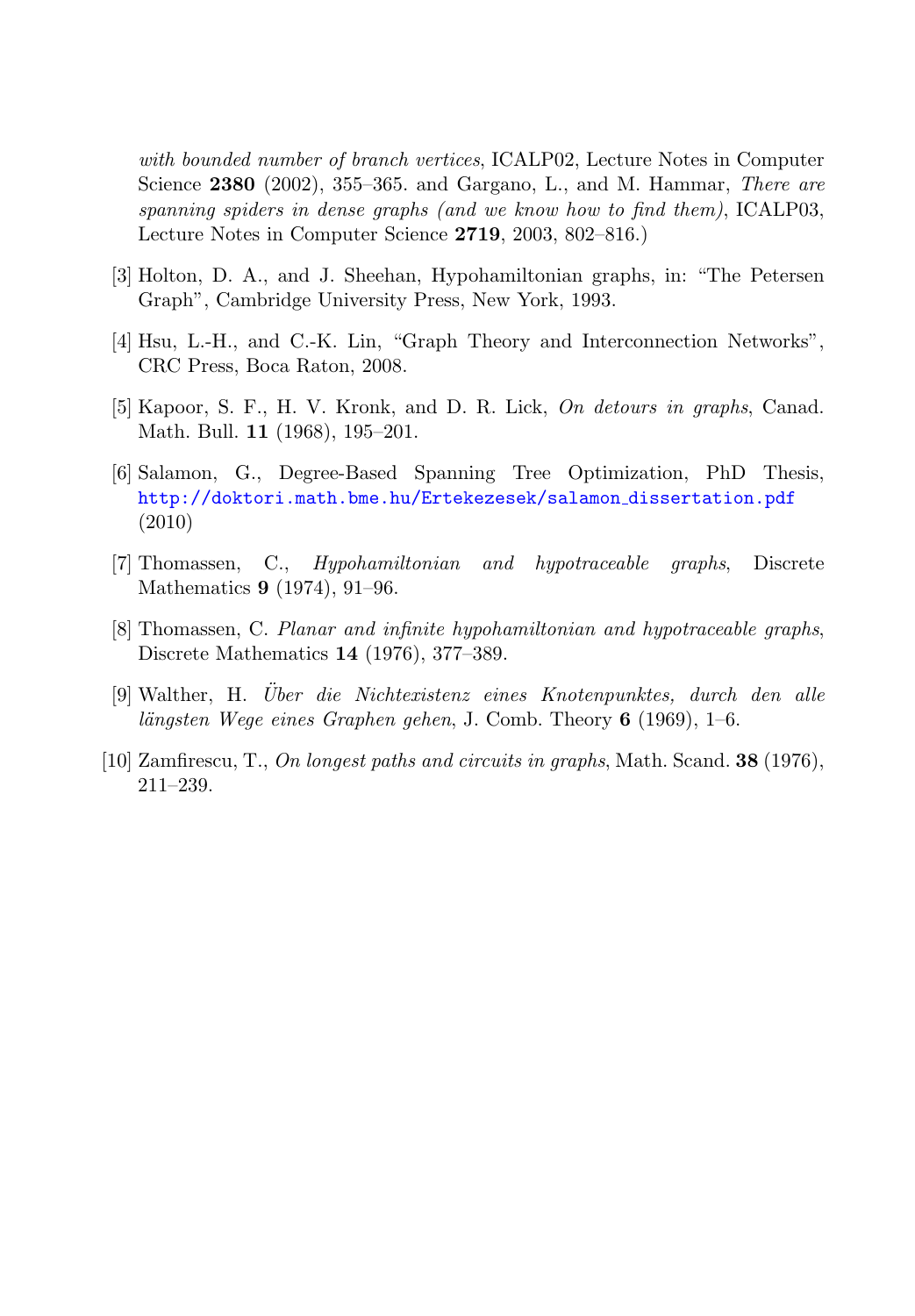*with bounded number of branch vertices*, ICALP02, Lecture Notes in Computer Science **2380** (2002), 355–365. and Gargano, L., and M. Hammar, *There are spanning spiders in dense graphs (and we know how to find them)*, ICALP03, Lecture Notes in Computer Science **2719**, 2003, 802–816.)

[3] Holton, D. A., and J. Sheehan, Hypohamiltonian graphs, in: "The Petersen Graph", Cambridge University Press, New York, 1993.

[4] Hsu, L.-H., and C.-K. Lin, "Graph Theory and Interconnection Networks", CRC Press, Boca Raton, 2008.

[5] Kapoor, S. F., H. V. Kronk, and D. R. Lick, *On detours in graphs*, Canad. Math. Bull. **11** (1968), 195–201.

[6] Salamon, G., Degree-Based Spanning Tree Optimization, PhD Thesis, http://doktori.math.bme.hu/Ertekezesek/salamon_dissertation.pdf (2010)

[7] Thomassen, C., *Hypohamiltonian and hypotraceable graphs*, Discrete Mathematics **9** (1974), 91–96.

[8] Thomassen, C. *Planar and infinite hypohamiltonian and hypotraceable graphs*, Discrete Mathematics **14** (1976), 377–389.

[9] Walther, H. *Über die Nichtexistenz eines Knotenpunktes, durch den alle längsten Wege eines Graphen gehen*, J. Comb. Theory **6** (1969), 1–6.

[10] Zamfirescu, T., *On longest paths and circuits in graphs*, Math. Scand. **38** (1976), 211–239.